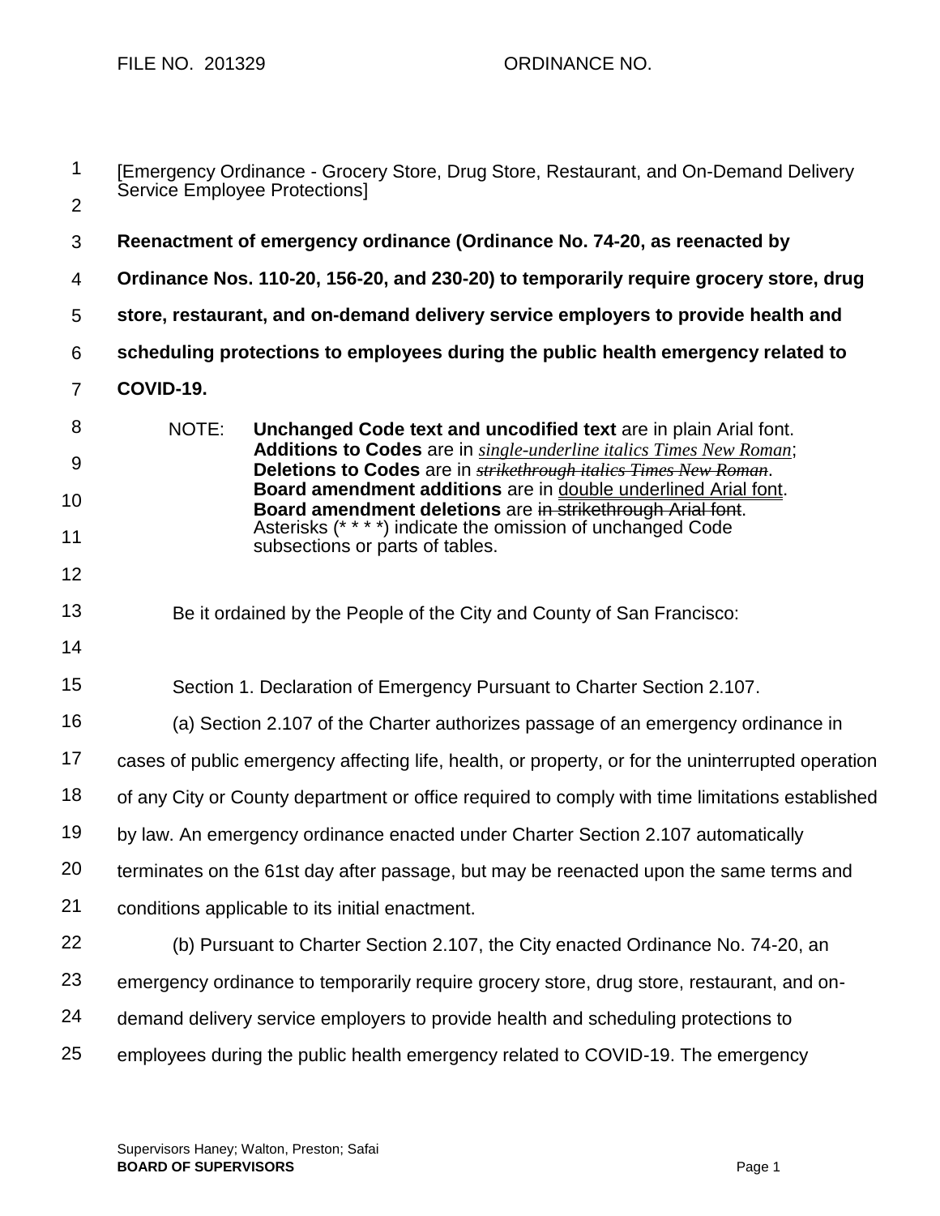FILE NO. 201329 ORDINANCE NO.

[Emergency Ordinance - Grocery Store, Drug Store, Restaurant, and On-Demand Delivery Service Employee Protections]

**Reenactment of emergency ordinance (Ordinance No. 74-20, as reenacted by Ordinance Nos. 110-20, 156-20, and 230-20) to temporarily require grocery store, drug store, restaurant, and on-demand delivery service employers to provide health and scheduling protections to employees during the public health emergency related to COVID-19.**

NOTE: **Unchanged Code text and uncodified text** are in plain Arial font. **Additions to Codes** are in *single-underline italics Times New Roman*; **Deletions to Codes** are in ~~*strikethrough italics Times New Roman*~~. **Board amendment additions** are in double underlined Arial font. **Board amendment deletions** are ~~in strikethrough Arial font~~. Asterisks (* * * *) indicate the omission of unchanged Code subsections or parts of tables.

Be it ordained by the People of the City and County of San Francisco:

Section 1. Declaration of Emergency Pursuant to Charter Section 2.107.

(a) Section 2.107 of the Charter authorizes passage of an emergency ordinance in cases of public emergency affecting life, health, or property, or for the uninterrupted operation of any City or County department or office required to comply with time limitations established by law. An emergency ordinance enacted under Charter Section 2.107 automatically terminates on the 61st day after passage, but may be reenacted upon the same terms and conditions applicable to its initial enactment.

(b) Pursuant to Charter Section 2.107, the City enacted Ordinance No. 74-20, an emergency ordinance to temporarily require grocery store, drug store, restaurant, and on-demand delivery service employers to provide health and scheduling protections to employees during the public health emergency related to COVID-19. The emergency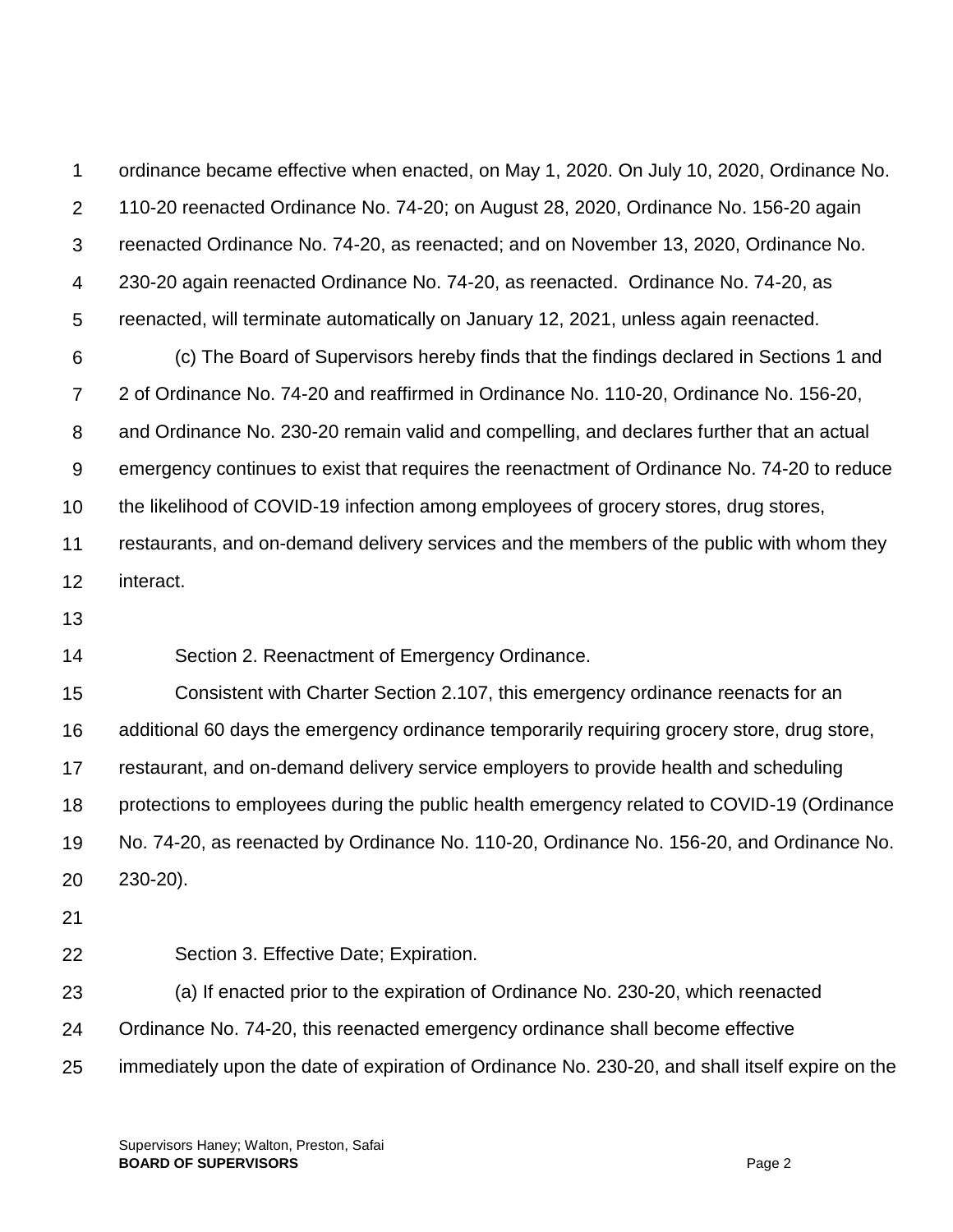ordinance became effective when enacted, on May 1, 2020. On July 10, 2020, Ordinance No. 110-20 reenacted Ordinance No. 74-20; on August 28, 2020, Ordinance No. 156-20 again reenacted Ordinance No. 74-20, as reenacted; and on November 13, 2020, Ordinance No. 230-20 again reenacted Ordinance No. 74-20, as reenacted. Ordinance No. 74-20, as reenacted, will terminate automatically on January 12, 2021, unless again reenacted.

(c) The Board of Supervisors hereby finds that the findings declared in Sections 1 and 2 of Ordinance No. 74-20 and reaffirmed in Ordinance No. 110-20, Ordinance No. 156-20, and Ordinance No. 230-20 remain valid and compelling, and declares further that an actual emergency continues to exist that requires the reenactment of Ordinance No. 74-20 to reduce the likelihood of COVID-19 infection among employees of grocery stores, drug stores, restaurants, and on-demand delivery services and the members of the public with whom they interact.

Section 2. Reenactment of Emergency Ordinance.

Consistent with Charter Section 2.107, this emergency ordinance reenacts for an additional 60 days the emergency ordinance temporarily requiring grocery store, drug store, restaurant, and on-demand delivery service employers to provide health and scheduling protections to employees during the public health emergency related to COVID-19 (Ordinance No. 74-20, as reenacted by Ordinance No. 110-20, Ordinance No. 156-20, and Ordinance No. 230-20).

Section 3. Effective Date; Expiration.

(a) If enacted prior to the expiration of Ordinance No. 230-20, which reenacted Ordinance No. 74-20, this reenacted emergency ordinance shall become effective immediately upon the date of expiration of Ordinance No. 230-20, and shall itself expire on the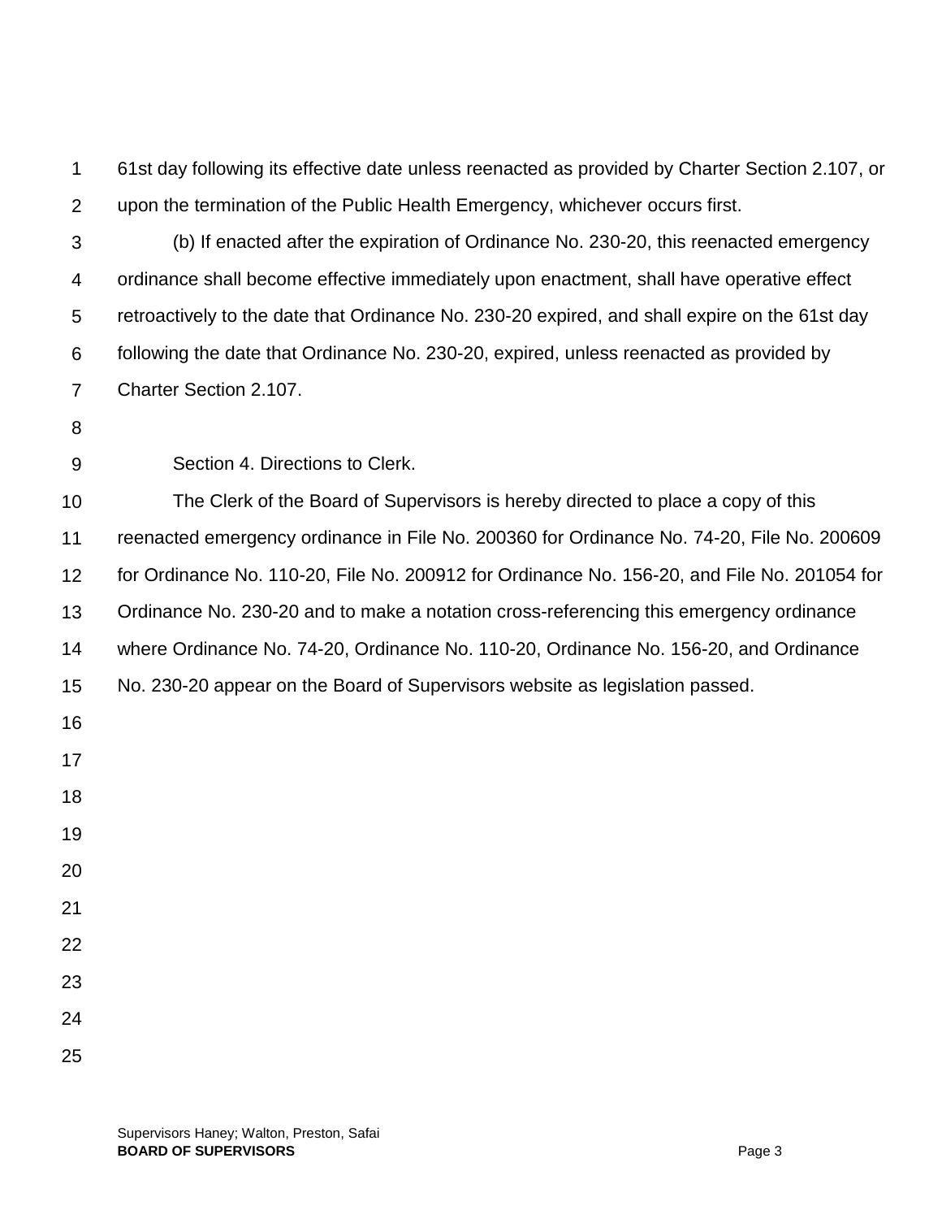61st day following its effective date unless reenacted as provided by Charter Section 2.107, or upon the termination of the Public Health Emergency, whichever occurs first.

(b) If enacted after the expiration of Ordinance No. 230-20, this reenacted emergency ordinance shall become effective immediately upon enactment, shall have operative effect retroactively to the date that Ordinance No. 230-20 expired, and shall expire on the 61st day following the date that Ordinance No. 230-20, expired, unless reenacted as provided by Charter Section 2.107.

Section 4. Directions to Clerk.

The Clerk of the Board of Supervisors is hereby directed to place a copy of this reenacted emergency ordinance in File No. 200360 for Ordinance No. 74-20, File No. 200609 for Ordinance No. 110-20, File No. 200912 for Ordinance No. 156-20, and File No. 201054 for Ordinance No. 230-20 and to make a notation cross-referencing this emergency ordinance where Ordinance No. 74-20, Ordinance No. 110-20, Ordinance No. 156-20, and Ordinance No. 230-20 appear on the Board of Supervisors website as legislation passed.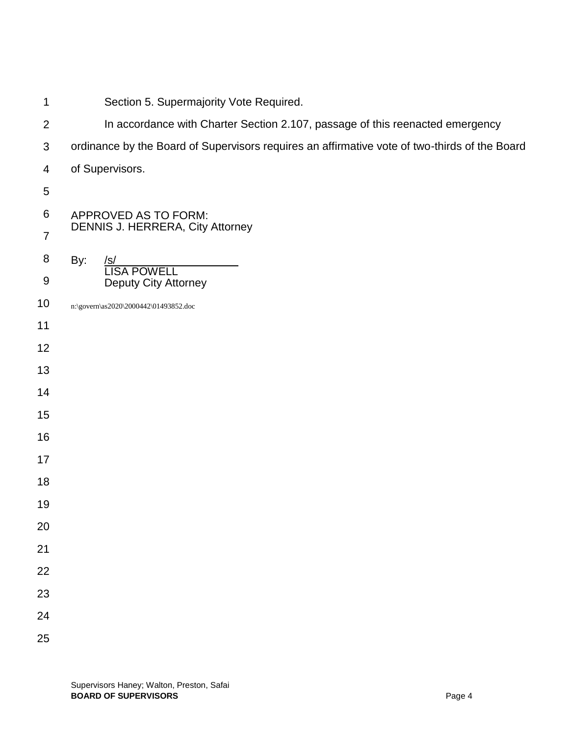Section 5. Supermajority Vote Required.

In accordance with Charter Section 2.107, passage of this reenacted emergency ordinance by the Board of Supervisors requires an affirmative vote of two-thirds of the Board of Supervisors.

APPROVED AS TO FORM:
DENNIS J. HERRERA, City Attorney

By: /s/
LISA POWELL
Deputy City Attorney

n:\govern\as2020\2000442\01493852.doc

Supervisors Haney; Walton, Preston, Safai
**BOARD OF SUPERVISORS**